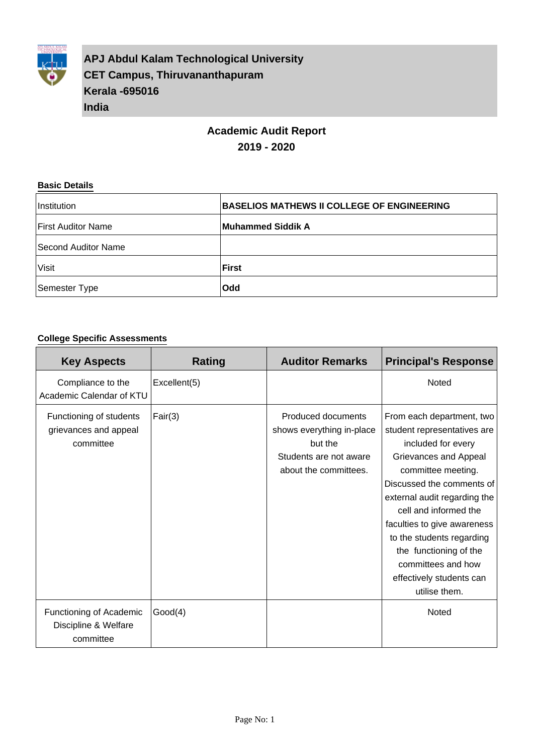**APJ Abdul Kalam Technological University**
**CET Campus, Thiruvananthapuram**
**Kerala -695016**
**India**

# Academic Audit Report
## 2019 - 2020

**Basic Details**

| | |
|---|---|
| Institution | **BASELIOS MATHEWS II COLLEGE OF ENGINEERING** |
| First Auditor Name | **Muhammed Siddik A** |
| Second Auditor Name | |
| Visit | **First** |
| Semester Type | **Odd** |

**College Specific Assessments**

| Key Aspects | Rating | Auditor Remarks | Principal's Response |
|---|---|---|---|
| Compliance to the Academic Calendar of KTU | Excellent(5) | | Noted |
| Functioning of students grievances and appeal committee | Fair(3) | Produced documents shows everything in-place but the Students are not aware about the committees. | From each department, two student representatives are included for every Grievances and Appeal committee meeting. Discussed the comments of external audit regarding the cell and informed the faculties to give awareness to the students regarding the functioning of the committees and how effectively students can utilise them. |
| Functioning of Academic Discipline & Welfare committee | Good(4) | | Noted |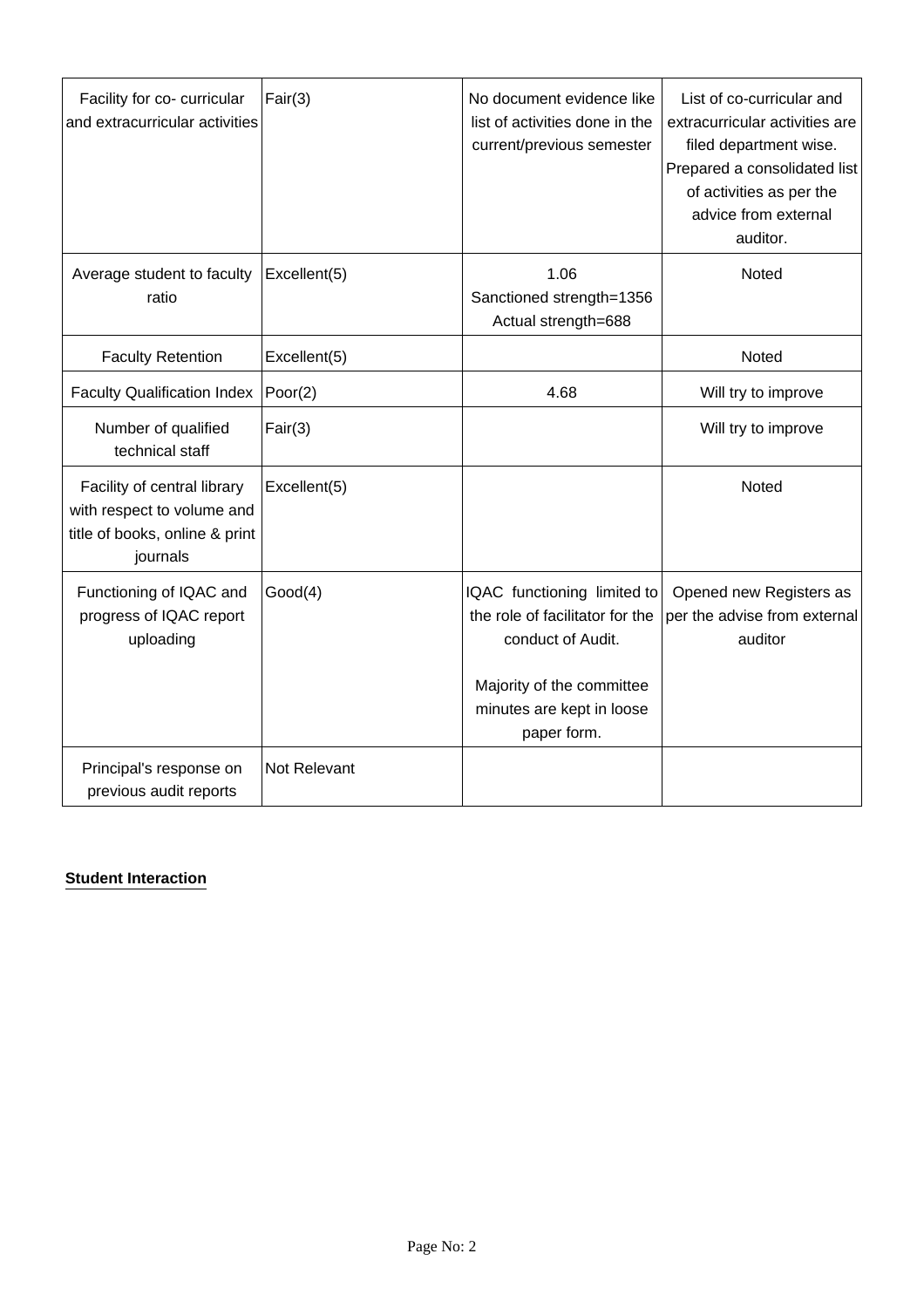| | | | |
|---|---|---|---|
| Facility for co- curricular and extracurricular activities | Fair(3) | No document evidence like list of activities done in the current/previous semester | List of co-curricular and extracurricular activities are filed department wise. Prepared a consolidated list of activities as per the advice from external auditor. |
| Average student to faculty ratio | Excellent(5) | 1.06<br>Sanctioned strength=1356<br>Actual strength=688 | Noted |
| Faculty Retention | Excellent(5) | | Noted |
| Faculty Qualification Index | Poor(2) | 4.68 | Will try to improve |
| Number of qualified technical staff | Fair(3) | | Will try to improve |
| Facility of central library with respect to volume and title of books, online & print journals | Excellent(5) | | Noted |
| Functioning of IQAC and progress of IQAC report uploading | Good(4) | IQAC functioning limited to the role of facilitator for the conduct of Audit.<br><br>Majority of the committee minutes are kept in loose paper form. | Opened new Registers as per the advise from external auditor |
| Principal's response on previous audit reports | Not Relevant | | |

**Student Interaction**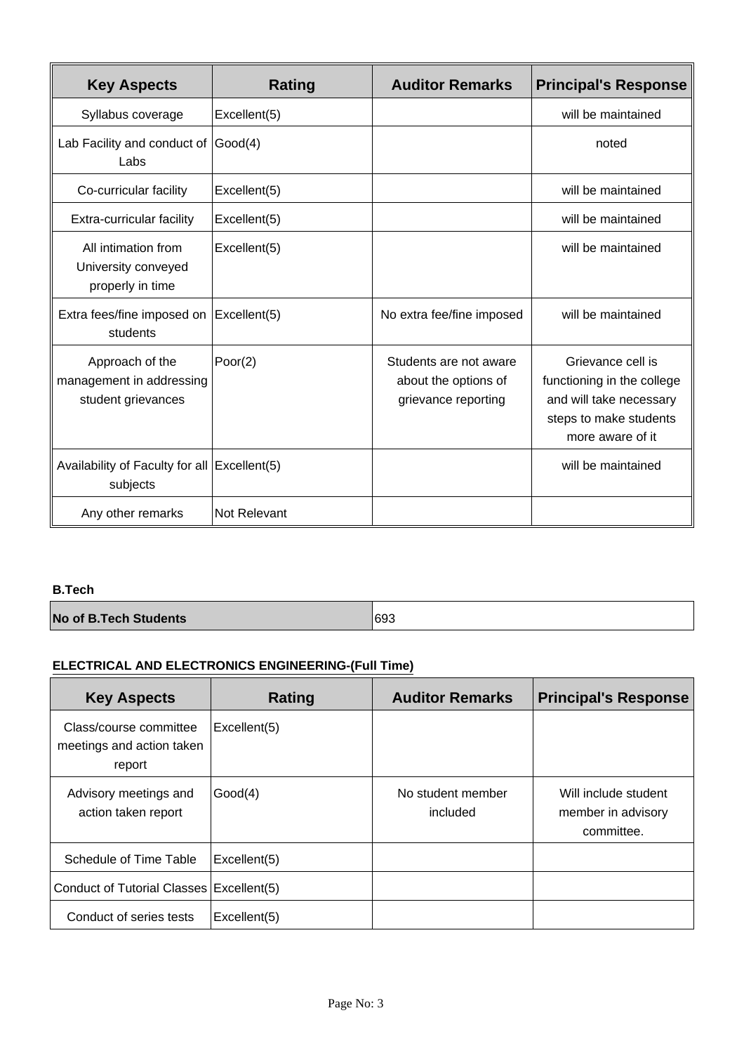| Key Aspects | Rating | Auditor Remarks | Principal's Response |
| --- | --- | --- | --- |
| Syllabus coverage | Excellent(5) | | will be maintained |
| Lab Facility and conduct of Labs | Good(4) | | noted |
| Co-curricular facility | Excellent(5) | | will be maintained |
| Extra-curricular facility | Excellent(5) | | will be maintained |
| All intimation from University conveyed properly in time | Excellent(5) | | will be maintained |
| Extra fees/fine imposed on students | Excellent(5) | No extra fee/fine imposed | will be maintained |
| Approach of the management in addressing student grievances | Poor(2) | Students are not aware about the options of grievance reporting | Grievance cell is functioning in the college and will take necessary steps to make students more aware of it |
| Availability of Faculty for all subjects | Excellent(5) | | will be maintained |
| Any other remarks | Not Relevant | | |

**B.Tech**

| No of B.Tech Students | 693 |
| --- | --- |

**ELECTRICAL AND ELECTRONICS ENGINEERING-(Full Time)**

| Key Aspects | Rating | Auditor Remarks | Principal's Response |
| --- | --- | --- | --- |
| Class/course committee meetings and action taken report | Excellent(5) | | |
| Advisory meetings and action taken report | Good(4) | No student member included | Will include student member in advisory committee. |
| Schedule of Time Table | Excellent(5) | | |
| Conduct of Tutorial Classes | Excellent(5) | | |
| Conduct of series tests | Excellent(5) | | |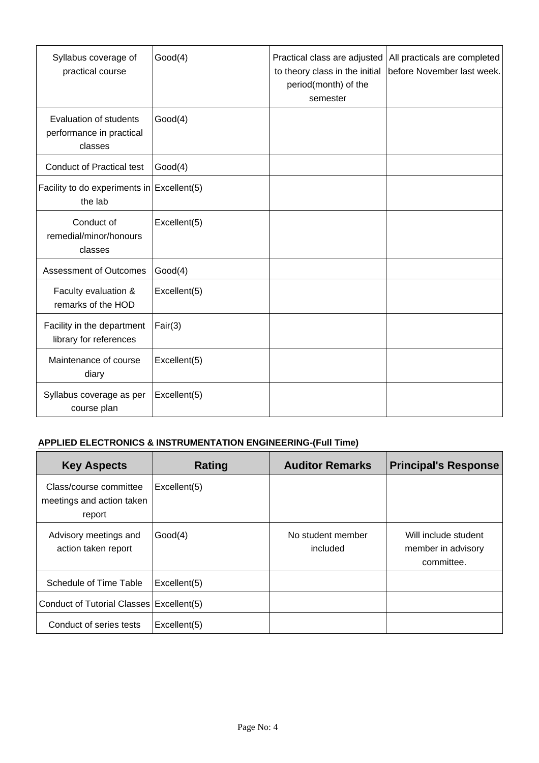| Key Aspects | Rating | Auditor Remarks | Principal's Response |
|---|---|---|---|
| Syllabus coverage of practical course | Good(4) | Practical class are adjusted to theory class in the initial period(month) of the semester | All practicals are completed before November last week. |
| Evaluation of students performance in practical classes | Good(4) | | |
| Conduct of Practical test | Good(4) | | |
| Facility to do experiments in the lab | Excellent(5) | | |
| Conduct of remedial/minor/honours classes | Excellent(5) | | |
| Assessment of Outcomes | Good(4) | | |
| Faculty evaluation & remarks of the HOD | Excellent(5) | | |
| Facility in the department library for references | Fair(3) | | |
| Maintenance of course diary | Excellent(5) | | |
| Syllabus coverage as per course plan | Excellent(5) | | |

**APPLIED ELECTRONICS & INSTRUMENTATION ENGINEERING-(Full Time)**

| Key Aspects | Rating | Auditor Remarks | Principal's Response |
|---|---|---|---|
| Class/course committee meetings and action taken report | Excellent(5) | | |
| Advisory meetings and action taken report | Good(4) | No student member included | Will include student member in advisory committee. |
| Schedule of Time Table | Excellent(5) | | |
| Conduct of Tutorial Classes | Excellent(5) | | |
| Conduct of series tests | Excellent(5) | | |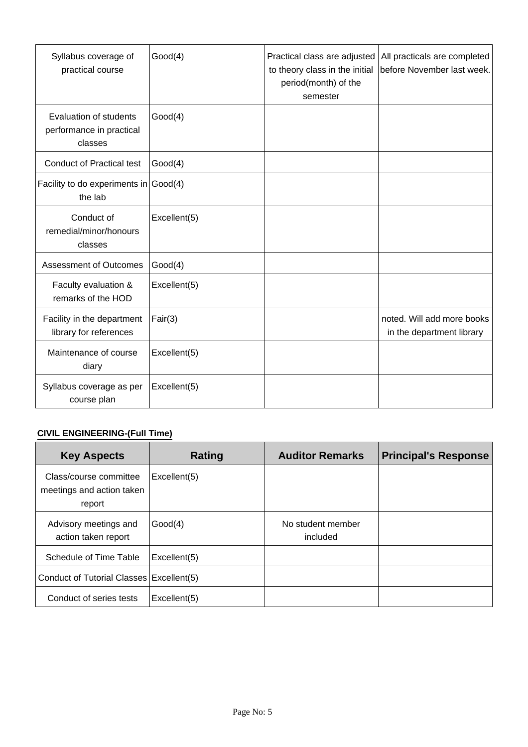| | | | |
|---|---|---|---|
| Syllabus coverage of practical course | Good(4) | Practical class are adjusted to theory class in the initial period(month) of the semester | All practicals are completed before November last week. |
| Evaluation of students performance in practical classes | Good(4) | | |
| Conduct of Practical test | Good(4) | | |
| Facility to do experiments in the lab | Good(4) | | |
| Conduct of remedial/minor/honours classes | Excellent(5) | | |
| Assessment of Outcomes | Good(4) | | |
| Faculty evaluation & remarks of the HOD | Excellent(5) | | |
| Facility in the department library for references | Fair(3) | | noted. Will add more books in the department library |
| Maintenance of course diary | Excellent(5) | | |
| Syllabus coverage as per course plan | Excellent(5) | | |

**CIVIL ENGINEERING-(Full Time)**

| Key Aspects | Rating | Auditor Remarks | Principal's Response |
|---|---|---|---|
| Class/course committee meetings and action taken report | Excellent(5) | | |
| Advisory meetings and action taken report | Good(4) | No student member included | |
| Schedule of Time Table | Excellent(5) | | |
| Conduct of Tutorial Classes | Excellent(5) | | |
| Conduct of series tests | Excellent(5) | | |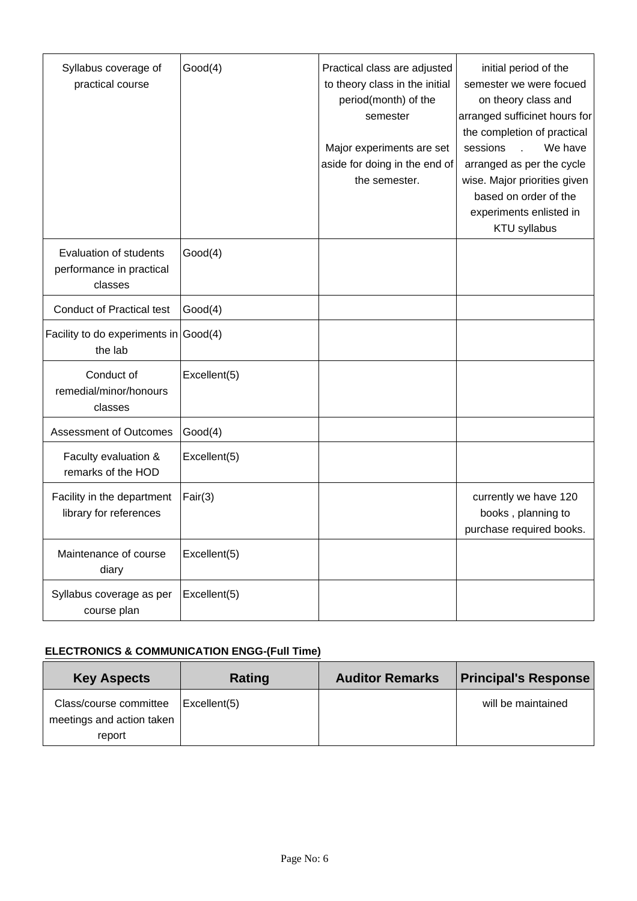| | | | |
|---|---|---|---|
| Syllabus coverage of practical course | Good(4) | Practical class are adjusted to theory class in the initial period(month) of the semester<br><br>Major experiments are set aside for doing in the end of the semester. | initial period of the semester we were focued on theory class and arranged sufficinet hours for the completion of practical sessions . We have arranged as per the cycle wise. Major priorities given based on order of the experiments enlisted in KTU syllabus |
| Evaluation of students performance in practical classes | Good(4) | | |
| Conduct of Practical test | Good(4) | | |
| Facility to do experiments in the lab | Good(4) | | |
| Conduct of remedial/minor/honours classes | Excellent(5) | | |
| Assessment of Outcomes | Good(4) | | |
| Faculty evaluation & remarks of the HOD | Excellent(5) | | |
| Facility in the department library for references | Fair(3) | | currently we have 120 books , planning to purchase required books. |
| Maintenance of course diary | Excellent(5) | | |
| Syllabus coverage as per course plan | Excellent(5) | | |

**ELECTRONICS & COMMUNICATION ENGG-(Full Time)**

| Key Aspects | Rating | Auditor Remarks | Principal's Response |
|---|---|---|---|
| Class/course committee meetings and action taken report | Excellent(5) | | will be maintained |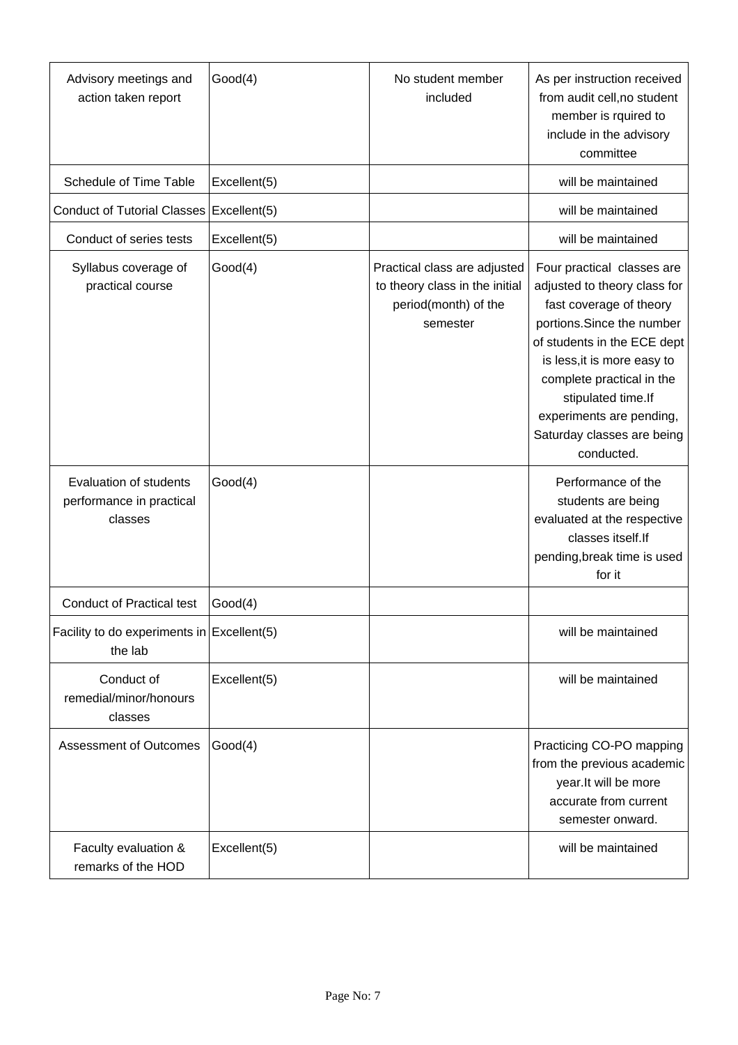| Advisory meetings and action taken report | Good(4) | No student member included | As per instruction received from audit cell,no student member is rquired to include in the advisory committee |
|---|---|---|---|
| Schedule of Time Table | Excellent(5) | | will be maintained |
| Conduct of Tutorial Classes | Excellent(5) | | will be maintained |
| Conduct of series tests | Excellent(5) | | will be maintained |
| Syllabus coverage of practical course | Good(4) | Practical class are adjusted to theory class in the initial period(month) of the semester | Four practical classes are adjusted to theory class for fast coverage of theory portions.Since the number of students in the ECE dept is less,it is more easy to complete practical in the stipulated time.If experiments are pending, Saturday classes are being conducted. |
| Evaluation of students performance in practical classes | Good(4) | | Performance of the students are being evaluated at the respective classes itself.If pending,break time is used for it |
| Conduct of Practical test | Good(4) | | |
| Facility to do experiments in the lab | Excellent(5) | | will be maintained |
| Conduct of remedial/minor/honours classes | Excellent(5) | | will be maintained |
| Assessment of Outcomes | Good(4) | | Practicing CO-PO mapping from the previous academic year.It will be more accurate from current semester onward. |
| Faculty evaluation & remarks of the HOD | Excellent(5) | | will be maintained |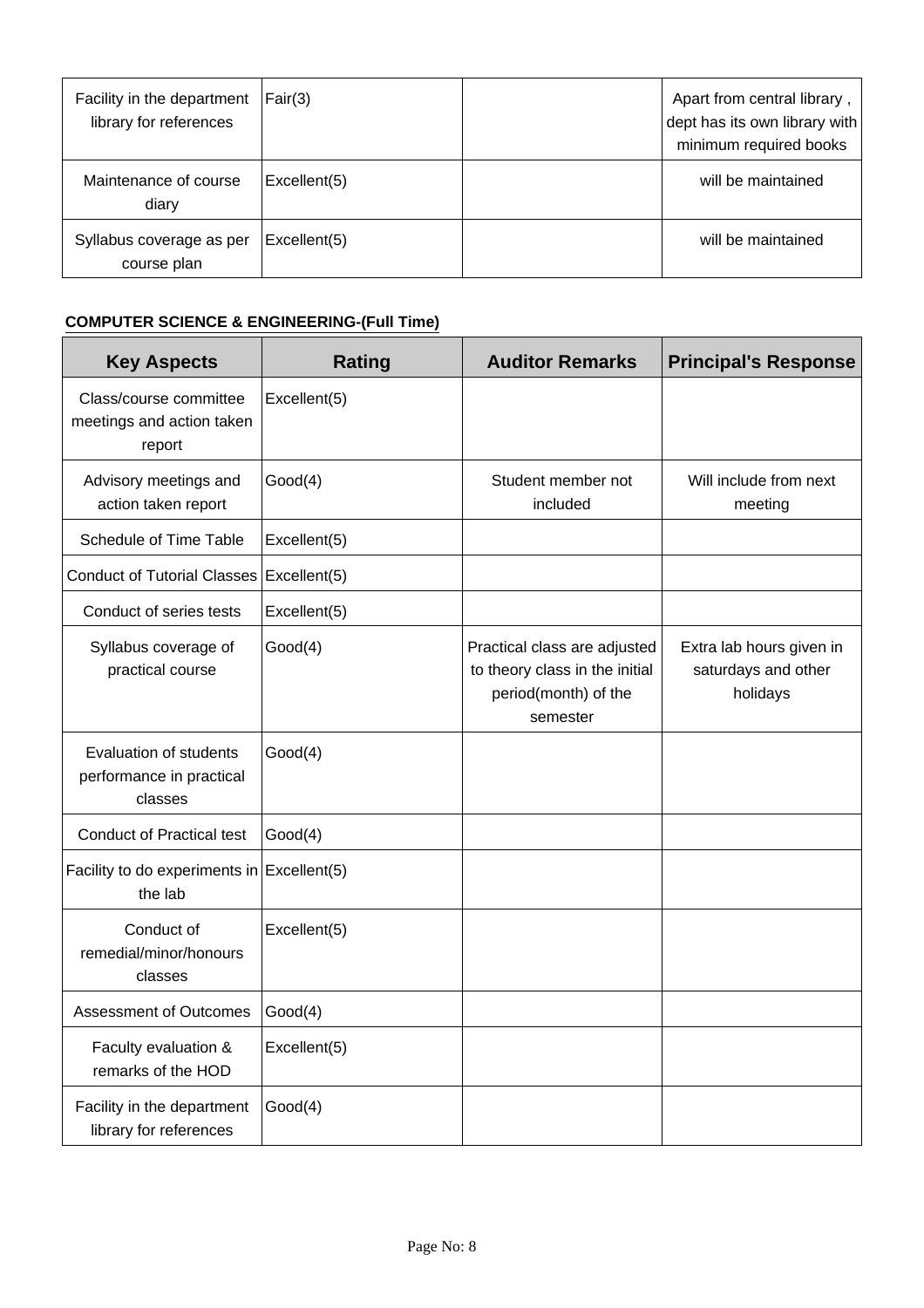| | | | |
|---|---|---|---|
| Facility in the department library for references | Fair(3) | | Apart from central library , dept has its own library with minimum required books |
| Maintenance of course diary | Excellent(5) | | will be maintained |
| Syllabus coverage as per course plan | Excellent(5) | | will be maintained |

**COMPUTER SCIENCE & ENGINEERING-(Full Time)**

| Key Aspects | Rating | Auditor Remarks | Principal's Response |
|---|---|---|---|
| Class/course committee meetings and action taken report | Excellent(5) | | |
| Advisory meetings and action taken report | Good(4) | Student member not included | Will include from next meeting |
| Schedule of Time Table | Excellent(5) | | |
| Conduct of Tutorial Classes | Excellent(5) | | |
| Conduct of series tests | Excellent(5) | | |
| Syllabus coverage of practical course | Good(4) | Practical class are adjusted to theory class in the initial period(month) of the semester | Extra lab hours given in saturdays and other holidays |
| Evaluation of students performance in practical classes | Good(4) | | |
| Conduct of Practical test | Good(4) | | |
| Facility to do experiments in the lab | Excellent(5) | | |
| Conduct of remedial/minor/honours classes | Excellent(5) | | |
| Assessment of Outcomes | Good(4) | | |
| Faculty evaluation & remarks of the HOD | Excellent(5) | | |
| Facility in the department library for references | Good(4) | | |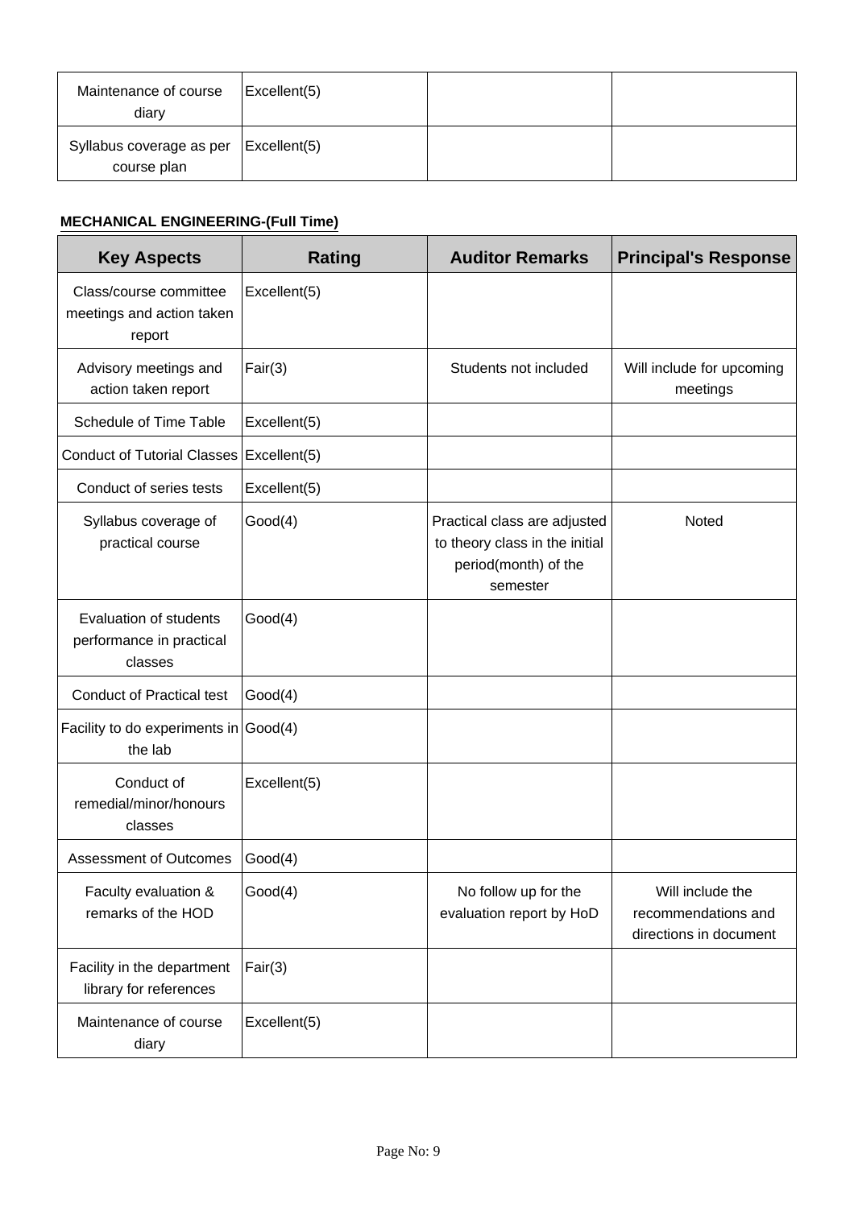| Key Aspects | Rating | Auditor Remarks | Principal's Response |
|---|---|---|---|
| Maintenance of course diary | Excellent(5) | | |
| Syllabus coverage as per course plan | Excellent(5) | | |

**MECHANICAL ENGINEERING-(Full Time)**

| Key Aspects | Rating | Auditor Remarks | Principal's Response |
|---|---|---|---|
| Class/course committee meetings and action taken report | Excellent(5) | | |
| Advisory meetings and action taken report | Fair(3) | Students not included | Will include for upcoming meetings |
| Schedule of Time Table | Excellent(5) | | |
| Conduct of Tutorial Classes | Excellent(5) | | |
| Conduct of series tests | Excellent(5) | | |
| Syllabus coverage of practical course | Good(4) | Practical class are adjusted to theory class in the initial period(month) of the semester | Noted |
| Evaluation of students performance in practical classes | Good(4) | | |
| Conduct of Practical test | Good(4) | | |
| Facility to do experiments in the lab | Good(4) | | |
| Conduct of remedial/minor/honours classes | Excellent(5) | | |
| Assessment of Outcomes | Good(4) | | |
| Faculty evaluation & remarks of the HOD | Good(4) | No follow up for the evaluation report by HoD | Will include the recommendations and directions in document |
| Facility in the department library for references | Fair(3) | | |
| Maintenance of course diary | Excellent(5) | | |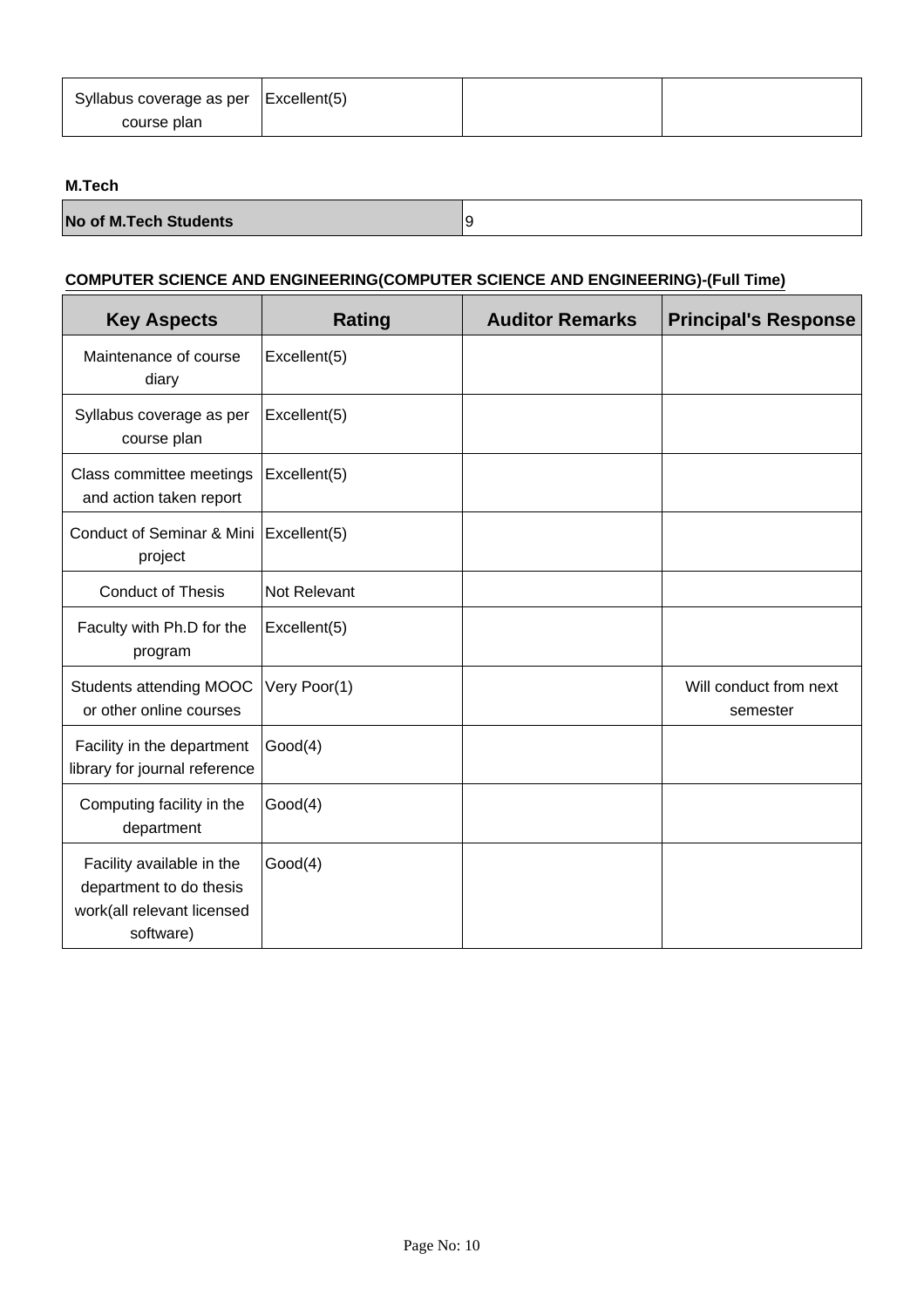| | | | |
|---|---|---|---|
| Syllabus coverage as per course plan | Excellent(5) | | |

**M.Tech**

| | |
|---|---|
| **No of M.Tech Students** | 9 |

**COMPUTER SCIENCE AND ENGINEERING(COMPUTER SCIENCE AND ENGINEERING)-(Full Time)**

| Key Aspects | Rating | Auditor Remarks | Principal's Response |
|---|---|---|---|
| Maintenance of course diary | Excellent(5) | | |
| Syllabus coverage as per course plan | Excellent(5) | | |
| Class committee meetings and action taken report | Excellent(5) | | |
| Conduct of Seminar & Mini project | Excellent(5) | | |
| Conduct of Thesis | Not Relevant | | |
| Faculty with Ph.D for the program | Excellent(5) | | |
| Students attending MOOC or other online courses | Very Poor(1) | | Will conduct from next semester |
| Facility in the department library for journal reference | Good(4) | | |
| Computing facility in the department | Good(4) | | |
| Facility available in the department to do thesis work(all relevant licensed software) | Good(4) | | |